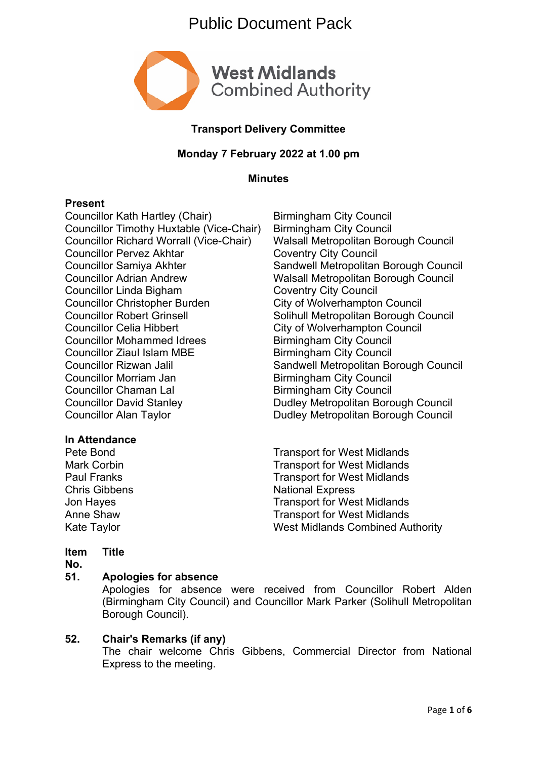# Public Document Pack

**West Midlands Combined Authority**

## Transport Delivery Committee

### Monday 7 February 2022 at 1.00 pm

### Minutes

**Present**

| | |
|---|---|
| Councillor Kath Hartley (Chair) | Birmingham City Council |
| Councillor Timothy Huxtable (Vice-Chair) | Birmingham City Council |
| Councillor Richard Worrall (Vice-Chair) | Walsall Metropolitan Borough Council |
| Councillor Pervez Akhtar | Coventry City Council |
| Councillor Samiya Akhter | Sandwell Metropolitan Borough Council |
| Councillor Adrian Andrew | Walsall Metropolitan Borough Council |
| Councillor Linda Bigham | Coventry City Council |
| Councillor Christopher Burden | City of Wolverhampton Council |
| Councillor Robert Grinsell | Solihull Metropolitan Borough Council |
| Councillor Celia Hibbert | City of Wolverhampton Council |
| Councillor Mohammed Idrees | Birmingham City Council |
| Councillor Ziaul Islam MBE | Birmingham City Council |
| Councillor Rizwan Jalil | Sandwell Metropolitan Borough Council |
| Councillor Morriam Jan | Birmingham City Council |
| Councillor Chaman Lal | Birmingham City Council |
| Councillor David Stanley | Dudley Metropolitan Borough Council |
| Councillor Alan Taylor | Dudley Metropolitan Borough Council |

**In Attendance**

| | |
|---|---|
| Pete Bond | Transport for West Midlands |
| Mark Corbin | Transport for West Midlands |
| Paul Franks | Transport for West Midlands |
| Chris Gibbens | National Express |
| Jon Hayes | Transport for West Midlands |
| Anne Shaw | Transport for West Midlands |
| Kate Taylor | West Midlands Combined Authority |

**Item No. Title**

**51. Apologies for absence**

Apologies for absence were received from Councillor Robert Alden (Birmingham City Council) and Councillor Mark Parker (Solihull Metropolitan Borough Council).

**52. Chair's Remarks (if any)**

The chair welcome Chris Gibbens, Commercial Director from National Express to the meeting.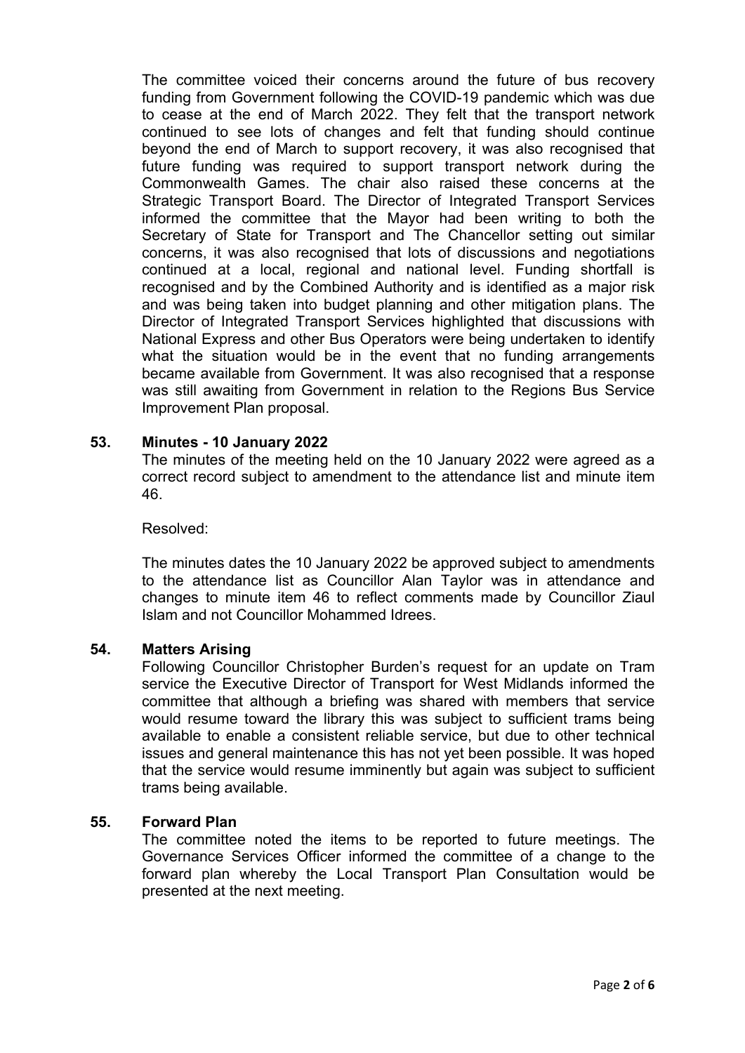The committee voiced their concerns around the future of bus recovery funding from Government following the COVID-19 pandemic which was due to cease at the end of March 2022. They felt that the transport network continued to see lots of changes and felt that funding should continue beyond the end of March to support recovery, it was also recognised that future funding was required to support transport network during the Commonwealth Games. The chair also raised these concerns at the Strategic Transport Board. The Director of Integrated Transport Services informed the committee that the Mayor had been writing to both the Secretary of State for Transport and The Chancellor setting out similar concerns, it was also recognised that lots of discussions and negotiations continued at a local, regional and national level. Funding shortfall is recognised and by the Combined Authority and is identified as a major risk and was being taken into budget planning and other mitigation plans. The Director of Integrated Transport Services highlighted that discussions with National Express and other Bus Operators were being undertaken to identify what the situation would be in the event that no funding arrangements became available from Government. It was also recognised that a response was still awaiting from Government in relation to the Regions Bus Service Improvement Plan proposal.

### 53. Minutes - 10 January 2022

The minutes of the meeting held on the 10 January 2022 were agreed as a correct record subject to amendment to the attendance list and minute item 46.

Resolved:

The minutes dates the 10 January 2022 be approved subject to amendments to the attendance list as Councillor Alan Taylor was in attendance and changes to minute item 46 to reflect comments made by Councillor Ziaul Islam and not Councillor Mohammed Idrees.

### 54. Matters Arising

Following Councillor Christopher Burden's request for an update on Tram service the Executive Director of Transport for West Midlands informed the committee that although a briefing was shared with members that service would resume toward the library this was subject to sufficient trams being available to enable a consistent reliable service, but due to other technical issues and general maintenance this has not yet been possible. It was hoped that the service would resume imminently but again was subject to sufficient trams being available.

### 55. Forward Plan

The committee noted the items to be reported to future meetings. The Governance Services Officer informed the committee of a change to the forward plan whereby the Local Transport Plan Consultation would be presented at the next meeting.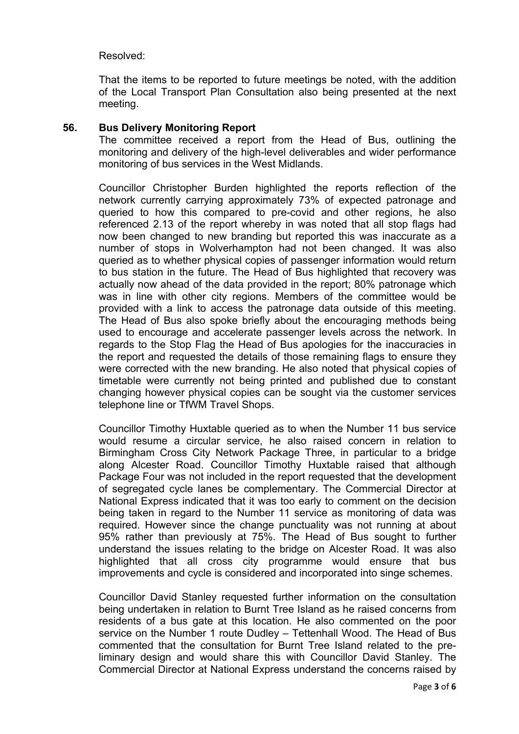Resolved:

That the items to be reported to future meetings be noted, with the addition of the Local Transport Plan Consultation also being presented at the next meeting.

**56. Bus Delivery Monitoring Report**

The committee received a report from the Head of Bus, outlining the monitoring and delivery of the high-level deliverables and wider performance monitoring of bus services in the West Midlands.

Councillor Christopher Burden highlighted the reports reflection of the network currently carrying approximately 73% of expected patronage and queried to how this compared to pre-covid and other regions, he also referenced 2.13 of the report whereby in was noted that all stop flags had now been changed to new branding but reported this was inaccurate as a number of stops in Wolverhampton had not been changed. It was also queried as to whether physical copies of passenger information would return to bus station in the future. The Head of Bus highlighted that recovery was actually now ahead of the data provided in the report; 80% patronage which was in line with other city regions. Members of the committee would be provided with a link to access the patronage data outside of this meeting. The Head of Bus also spoke briefly about the encouraging methods being used to encourage and accelerate passenger levels across the network. In regards to the Stop Flag the Head of Bus apologies for the inaccuracies in the report and requested the details of those remaining flags to ensure they were corrected with the new branding. He also noted that physical copies of timetable were currently not being printed and published due to constant changing however physical copies can be sought via the customer services telephone line or TfWM Travel Shops.

Councillor Timothy Huxtable queried as to when the Number 11 bus service would resume a circular service, he also raised concern in relation to Birmingham Cross City Network Package Three, in particular to a bridge along Alcester Road. Councillor Timothy Huxtable raised that although Package Four was not included in the report requested that the development of segregated cycle lanes be complementary. The Commercial Director at National Express indicated that it was too early to comment on the decision being taken in regard to the Number 11 service as monitoring of data was required. However since the change punctuality was not running at about 95% rather than previously at 75%. The Head of Bus sought to further understand the issues relating to the bridge on Alcester Road. It was also highlighted that all cross city programme would ensure that bus improvements and cycle is considered and incorporated into singe schemes.

Councillor David Stanley requested further information on the consultation being undertaken in relation to Burnt Tree Island as he raised concerns from residents of a bus gate at this location. He also commented on the poor service on the Number 1 route Dudley – Tettenhall Wood. The Head of Bus commented that the consultation for Burnt Tree Island related to the pre-liminary design and would share this with Councillor David Stanley. The Commercial Director at National Express understand the concerns raised by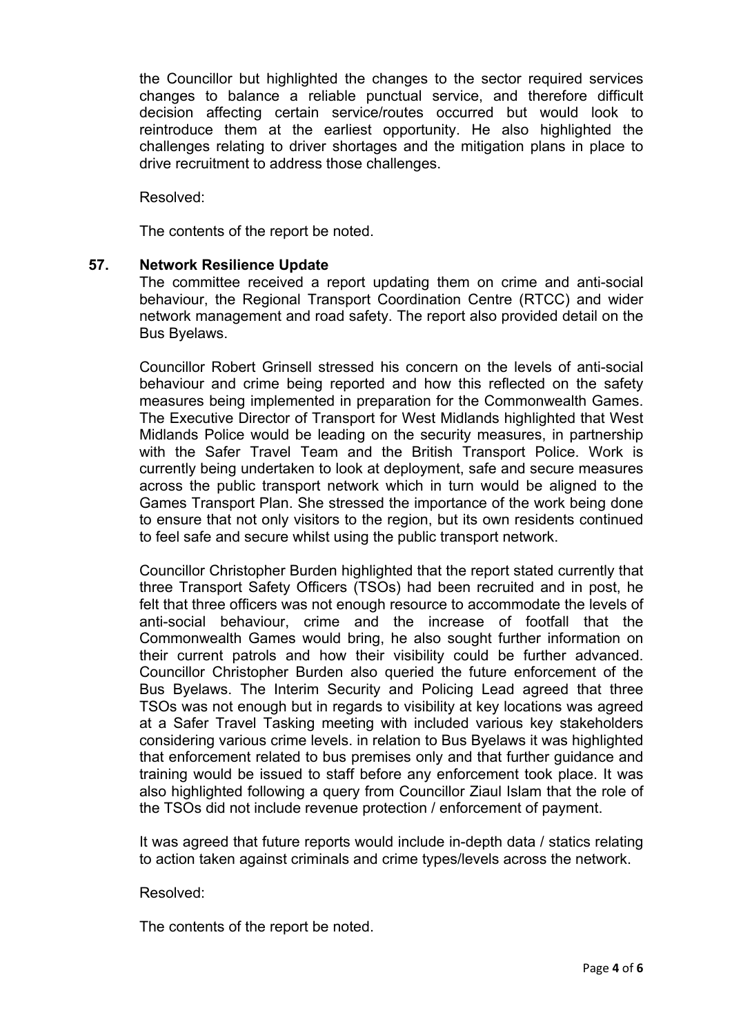the Councillor but highlighted the changes to the sector required services changes to balance a reliable punctual service, and therefore difficult decision affecting certain service/routes occurred but would look to reintroduce them at the earliest opportunity. He also highlighted the challenges relating to driver shortages and the mitigation plans in place to drive recruitment to address those challenges.

Resolved:

The contents of the report be noted.

## 57. Network Resilience Update

The committee received a report updating them on crime and anti-social behaviour, the Regional Transport Coordination Centre (RTCC) and wider network management and road safety. The report also provided detail on the Bus Byelaws.

Councillor Robert Grinsell stressed his concern on the levels of anti-social behaviour and crime being reported and how this reflected on the safety measures being implemented in preparation for the Commonwealth Games. The Executive Director of Transport for West Midlands highlighted that West Midlands Police would be leading on the security measures, in partnership with the Safer Travel Team and the British Transport Police. Work is currently being undertaken to look at deployment, safe and secure measures across the public transport network which in turn would be aligned to the Games Transport Plan. She stressed the importance of the work being done to ensure that not only visitors to the region, but its own residents continued to feel safe and secure whilst using the public transport network.

Councillor Christopher Burden highlighted that the report stated currently that three Transport Safety Officers (TSOs) had been recruited and in post, he felt that three officers was not enough resource to accommodate the levels of anti-social behaviour, crime and the increase of footfall that the Commonwealth Games would bring, he also sought further information on their current patrols and how their visibility could be further advanced. Councillor Christopher Burden also queried the future enforcement of the Bus Byelaws. The Interim Security and Policing Lead agreed that three TSOs was not enough but in regards to visibility at key locations was agreed at a Safer Travel Tasking meeting with included various key stakeholders considering various crime levels. in relation to Bus Byelaws it was highlighted that enforcement related to bus premises only and that further guidance and training would be issued to staff before any enforcement took place. It was also highlighted following a query from Councillor Ziaul Islam that the role of the TSOs did not include revenue protection / enforcement of payment.

It was agreed that future reports would include in-depth data / statics relating to action taken against criminals and crime types/levels across the network.

Resolved:

The contents of the report be noted.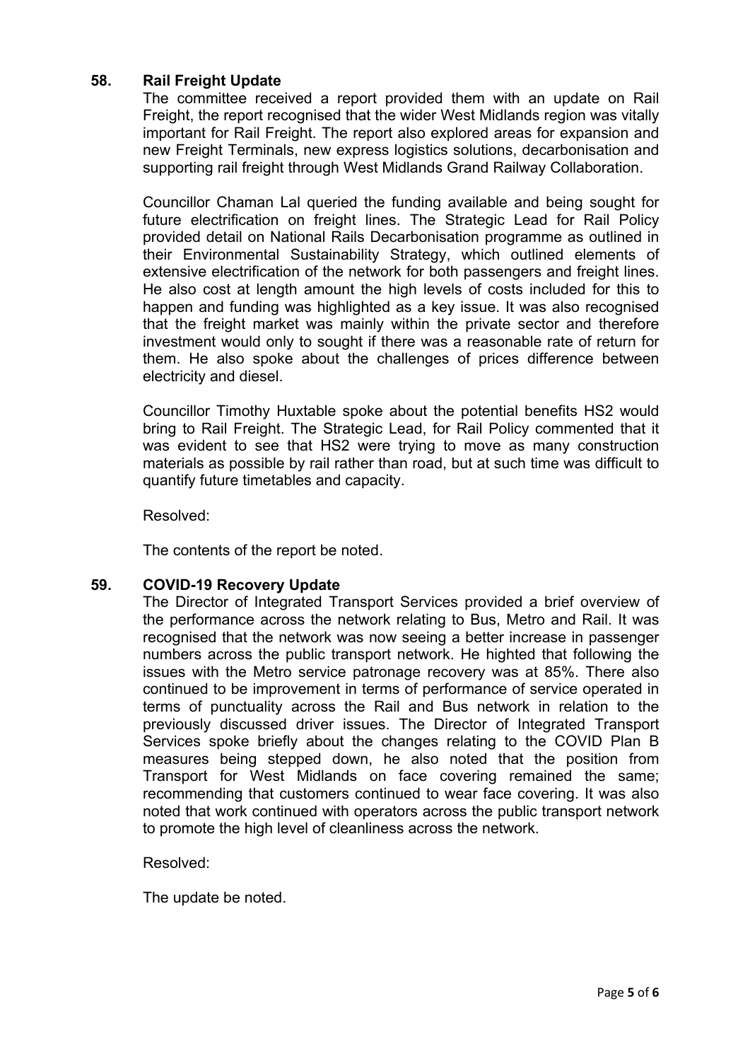## 58. Rail Freight Update

The committee received a report provided them with an update on Rail Freight, the report recognised that the wider West Midlands region was vitally important for Rail Freight. The report also explored areas for expansion and new Freight Terminals, new express logistics solutions, decarbonisation and supporting rail freight through West Midlands Grand Railway Collaboration.

Councillor Chaman Lal queried the funding available and being sought for future electrification on freight lines. The Strategic Lead for Rail Policy provided detail on National Rails Decarbonisation programme as outlined in their Environmental Sustainability Strategy, which outlined elements of extensive electrification of the network for both passengers and freight lines. He also cost at length amount the high levels of costs included for this to happen and funding was highlighted as a key issue. It was also recognised that the freight market was mainly within the private sector and therefore investment would only to sought if there was a reasonable rate of return for them. He also spoke about the challenges of prices difference between electricity and diesel.

Councillor Timothy Huxtable spoke about the potential benefits HS2 would bring to Rail Freight. The Strategic Lead, for Rail Policy commented that it was evident to see that HS2 were trying to move as many construction materials as possible by rail rather than road, but at such time was difficult to quantify future timetables and capacity.

Resolved:

The contents of the report be noted.

## 59. COVID-19 Recovery Update

The Director of Integrated Transport Services provided a brief overview of the performance across the network relating to Bus, Metro and Rail. It was recognised that the network was now seeing a better increase in passenger numbers across the public transport network. He highted that following the issues with the Metro service patronage recovery was at 85%. There also continued to be improvement in terms of performance of service operated in terms of punctuality across the Rail and Bus network in relation to the previously discussed driver issues. The Director of Integrated Transport Services spoke briefly about the changes relating to the COVID Plan B measures being stepped down, he also noted that the position from Transport for West Midlands on face covering remained the same; recommending that customers continued to wear face covering. It was also noted that work continued with operators across the public transport network to promote the high level of cleanliness across the network.

Resolved:

The update be noted.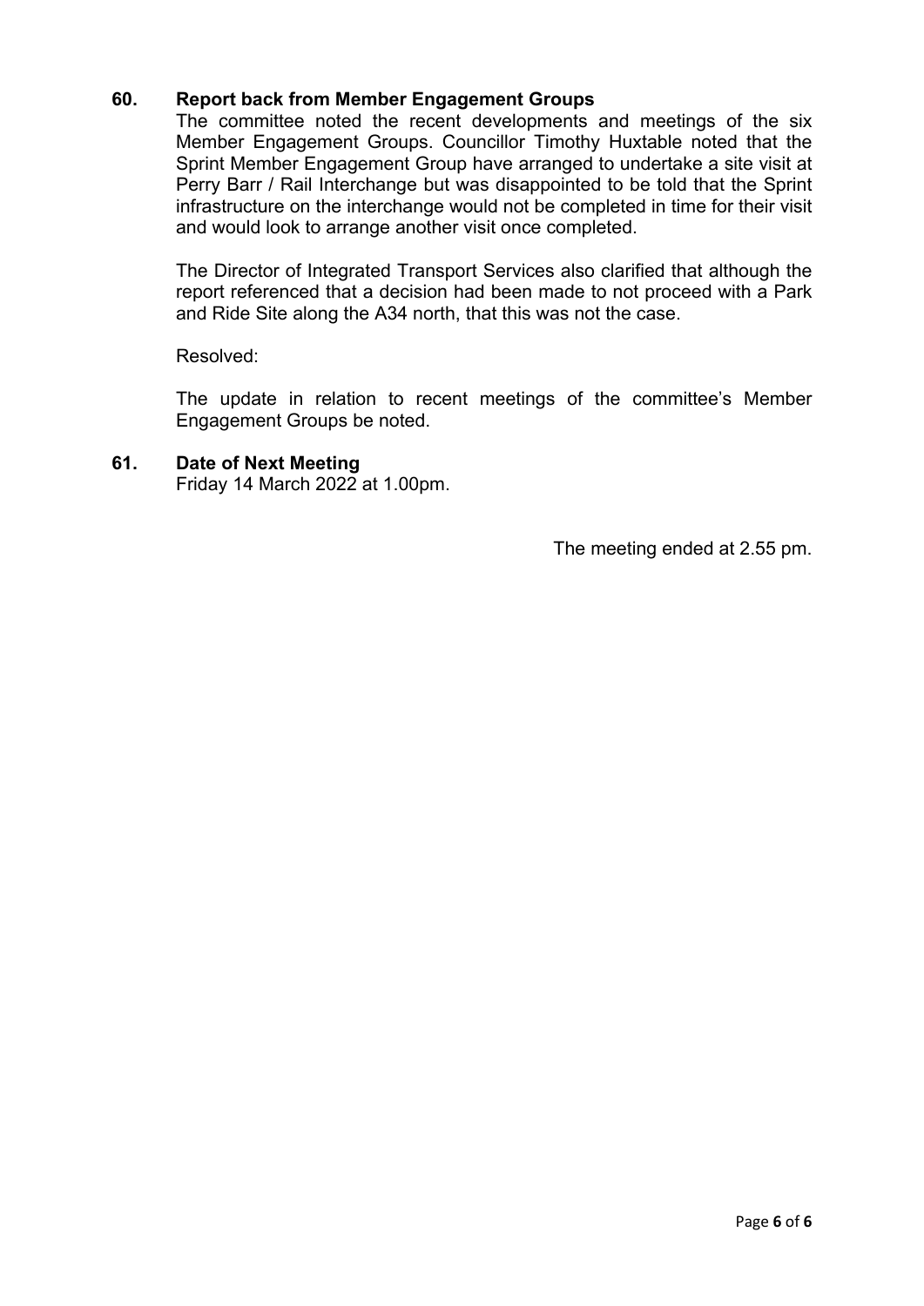## 60. Report back from Member Engagement Groups

The committee noted the recent developments and meetings of the six Member Engagement Groups. Councillor Timothy Huxtable noted that the Sprint Member Engagement Group have arranged to undertake a site visit at Perry Barr / Rail Interchange but was disappointed to be told that the Sprint infrastructure on the interchange would not be completed in time for their visit and would look to arrange another visit once completed.

The Director of Integrated Transport Services also clarified that although the report referenced that a decision had been made to not proceed with a Park and Ride Site along the A34 north, that this was not the case.

Resolved:

The update in relation to recent meetings of the committee's Member Engagement Groups be noted.

## 61. Date of Next Meeting

Friday 14 March 2022 at 1.00pm.

The meeting ended at 2.55 pm.